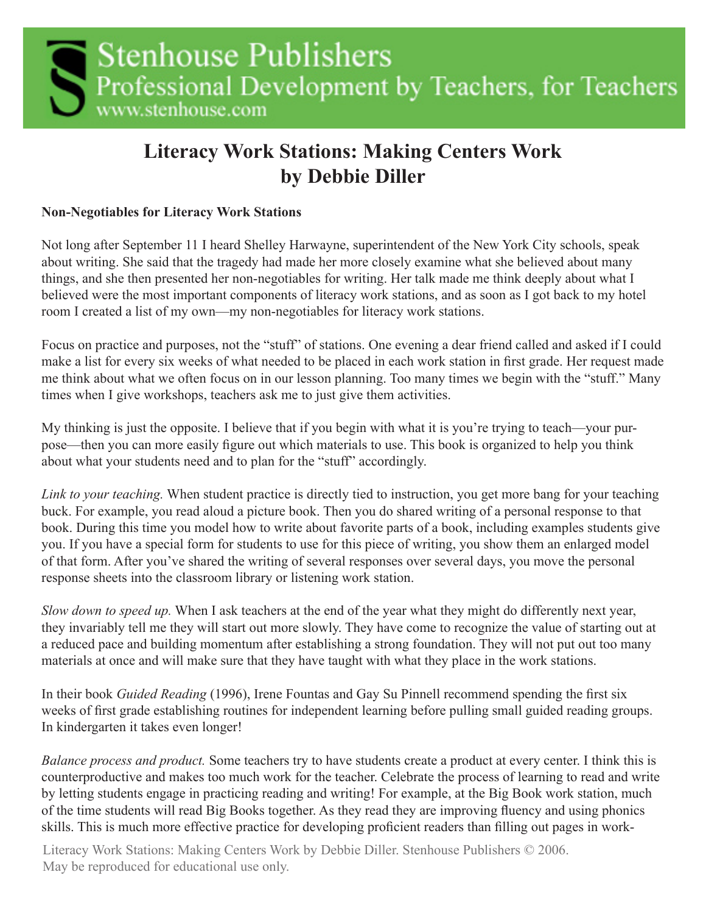# Literacy Work Stations: Making Centers Work
# by Debbie Diller

**Non-Negotiables for Literacy Work Stations**

Not long after September 11 I heard Shelley Harwayne, superintendent of the New York City schools, speak about writing. She said that the tragedy had made her more closely examine what she believed about many things, and she then presented her non-negotiables for writing. Her talk made me think deeply about what I believed were the most important components of literacy work stations, and as soon as I got back to my hotel room I created a list of my own—my non-negotiables for literacy work stations.

Focus on practice and purposes, not the "stuff" of stations. One evening a dear friend called and asked if I could make a list for every six weeks of what needed to be placed in each work station in first grade. Her request made me think about what we often focus on in our lesson planning. Too many times we begin with the "stuff." Many times when I give workshops, teachers ask me to just give them activities.

My thinking is just the opposite. I believe that if you begin with what it is you're trying to teach—your purpose—then you can more easily figure out which materials to use. This book is organized to help you think about what your students need and to plan for the "stuff" accordingly.

*Link to your teaching.* When student practice is directly tied to instruction, you get more bang for your teaching buck. For example, you read aloud a picture book. Then you do shared writing of a personal response to that book. During this time you model how to write about favorite parts of a book, including examples students give you. If you have a special form for students to use for this piece of writing, you show them an enlarged model of that form. After you've shared the writing of several responses over several days, you move the personal response sheets into the classroom library or listening work station.

*Slow down to speed up.* When I ask teachers at the end of the year what they might do differently next year, they invariably tell me they will start out more slowly. They have come to recognize the value of starting out at a reduced pace and building momentum after establishing a strong foundation. They will not put out too many materials at once and will make sure that they have taught with what they place in the work stations.

In their book *Guided Reading* (1996), Irene Fountas and Gay Su Pinnell recommend spending the first six weeks of first grade establishing routines for independent learning before pulling small guided reading groups. In kindergarten it takes even longer!

*Balance process and product.* Some teachers try to have students create a product at every center. I think this is counterproductive and makes too much work for the teacher. Celebrate the process of learning to read and write by letting students engage in practicing reading and writing! For example, at the Big Book work station, much of the time students will read Big Books together. As they read they are improving fluency and using phonics skills. This is much more effective practice for developing proficient readers than filling out pages in work-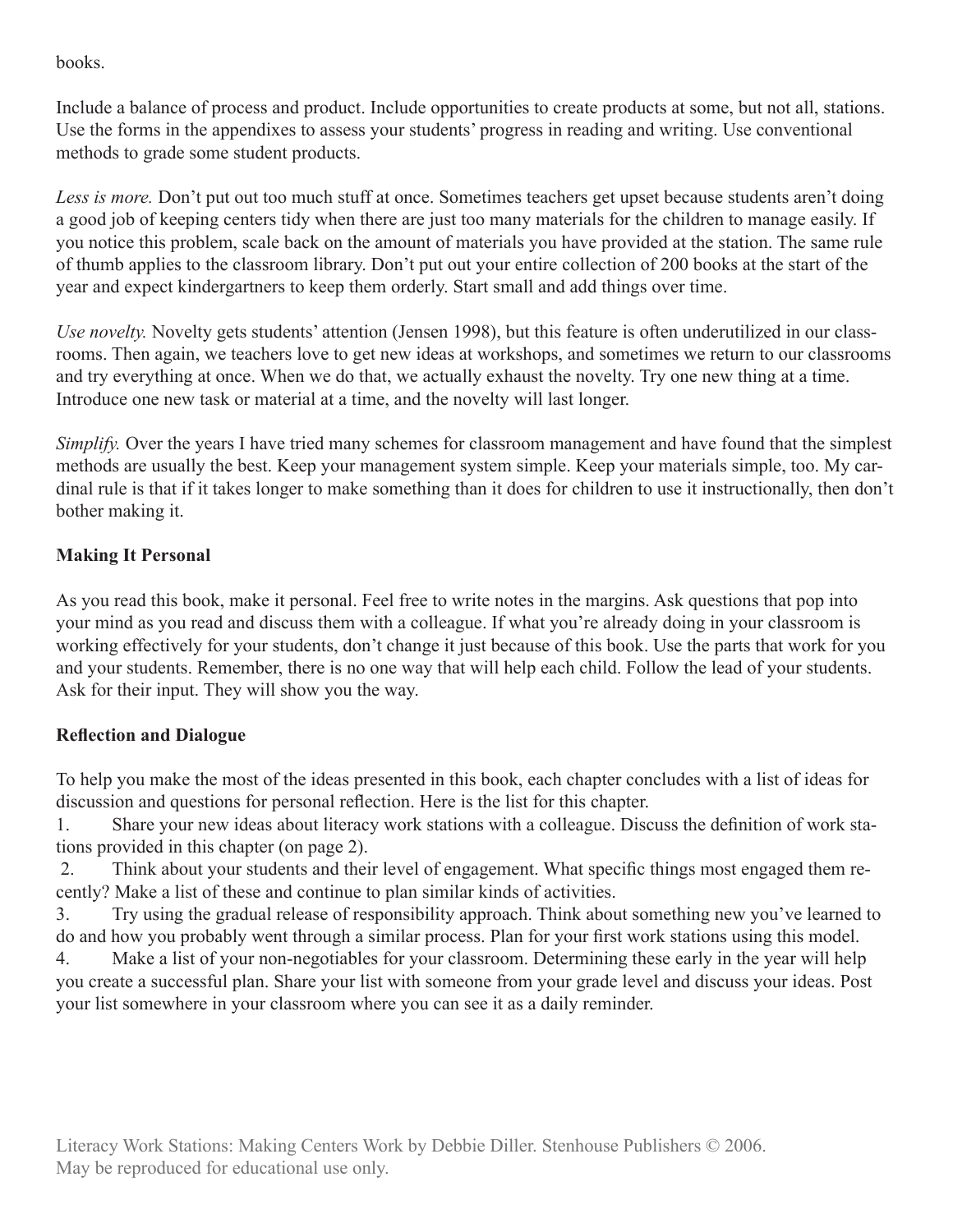books.

Include a balance of process and product. Include opportunities to create products at some, but not all, stations. Use the forms in the appendixes to assess your students' progress in reading and writing. Use conventional methods to grade some student products.

*Less is more.* Don't put out too much stuff at once. Sometimes teachers get upset because students aren't doing a good job of keeping centers tidy when there are just too many materials for the children to manage easily. If you notice this problem, scale back on the amount of materials you have provided at the station. The same rule of thumb applies to the classroom library. Don't put out your entire collection of 200 books at the start of the year and expect kindergartners to keep them orderly. Start small and add things over time.

*Use novelty.* Novelty gets students' attention (Jensen 1998), but this feature is often underutilized in our classrooms. Then again, we teachers love to get new ideas at workshops, and sometimes we return to our classrooms and try everything at once. When we do that, we actually exhaust the novelty. Try one new thing at a time. Introduce one new task or material at a time, and the novelty will last longer.

*Simplify.* Over the years I have tried many schemes for classroom management and have found that the simplest methods are usually the best. Keep your management system simple. Keep your materials simple, too. My cardinal rule is that if it takes longer to make something than it does for children to use it instructionally, then don't bother making it.

**Making It Personal**

As you read this book, make it personal. Feel free to write notes in the margins. Ask questions that pop into your mind as you read and discuss them with a colleague. If what you're already doing in your classroom is working effectively for your students, don't change it just because of this book. Use the parts that work for you and your students. Remember, there is no one way that will help each child. Follow the lead of your students. Ask for their input. They will show you the way.

**Reflection and Dialogue**

To help you make the most of the ideas presented in this book, each chapter concludes with a list of ideas for discussion and questions for personal reflection. Here is the list for this chapter.

1. Share your new ideas about literacy work stations with a colleague. Discuss the definition of work stations provided in this chapter (on page 2).
2. Think about your students and their level of engagement. What specific things most engaged them recently? Make a list of these and continue to plan similar kinds of activities.
3. Try using the gradual release of responsibility approach. Think about something new you've learned to do and how you probably went through a similar process. Plan for your first work stations using this model.
4. Make a list of your non-negotiables for your classroom. Determining these early in the year will help you create a successful plan. Share your list with someone from your grade level and discuss your ideas. Post your list somewhere in your classroom where you can see it as a daily reminder.

Literacy Work Stations: Making Centers Work by Debbie Diller. Stenhouse Publishers © 2006.
May be reproduced for educational use only.